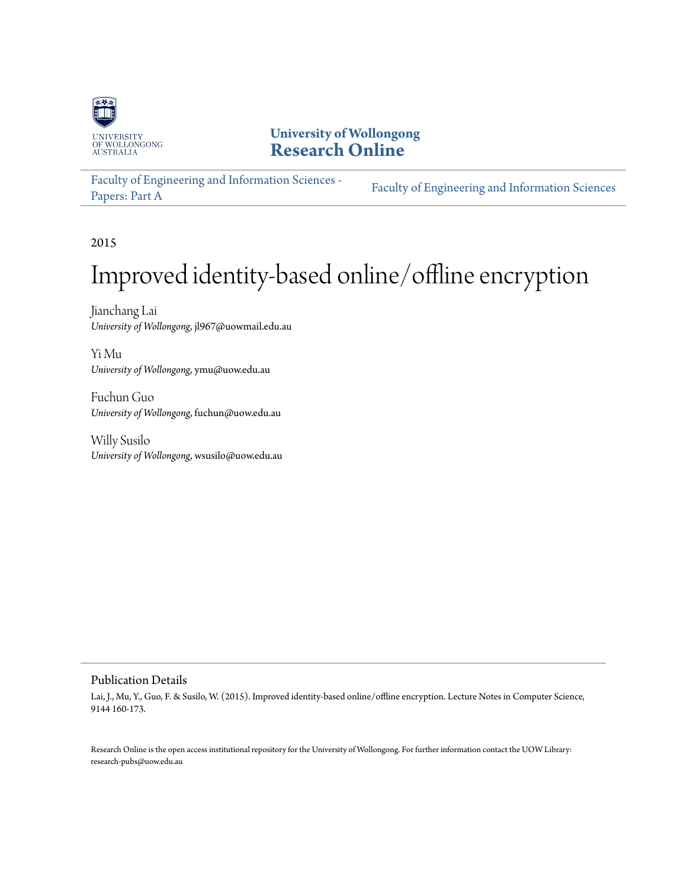University of Wollongong
**Research Online**

Faculty of Engineering and Information Sciences - Papers: Part A

Faculty of Engineering and Information Sciences

2015

# Improved identity-based online/offline encryption

Jianchang Lai
*University of Wollongong*, jl967@uowmail.edu.au

Yi Mu
*University of Wollongong*, ymu@uow.edu.au

Fuchun Guo
*University of Wollongong*, fuchun@uow.edu.au

Willy Susilo
*University of Wollongong*, wsusilo@uow.edu.au

## Publication Details

Lai, J., Mu, Y., Guo, F. & Susilo, W. (2015). Improved identity-based online/offline encryption. Lecture Notes in Computer Science, 9144 160-173.

Research Online is the open access institutional repository for the University of Wollongong. For further information contact the UOW Library: research-pubs@uow.edu.au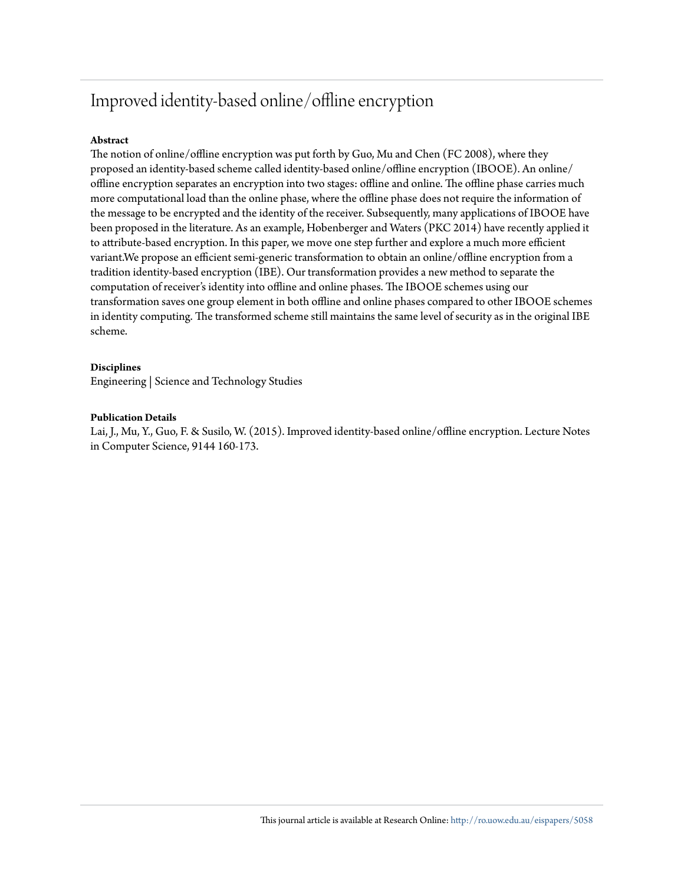# Improved identity-based online/offline encryption

### Abstract

The notion of online/offline encryption was put forth by Guo, Mu and Chen (FC 2008), where they proposed an identity-based scheme called identity-based online/offline encryption (IBOOE). An online/offline encryption separates an encryption into two stages: offline and online. The offline phase carries much more computational load than the online phase, where the offline phase does not require the information of the message to be encrypted and the identity of the receiver. Subsequently, many applications of IBOOE have been proposed in the literature. As an example, Hobenberger and Waters (PKC 2014) have recently applied it to attribute-based encryption. In this paper, we move one step further and explore a much more efficient variant.We propose an efficient semi-generic transformation to obtain an online/offline encryption from a tradition identity-based encryption (IBE). Our transformation provides a new method to separate the computation of receiver's identity into offline and online phases. The IBOOE schemes using our transformation saves one group element in both offline and online phases compared to other IBOOE schemes in identity computing. The transformed scheme still maintains the same level of security as in the original IBE scheme.

### Disciplines

Engineering | Science and Technology Studies

### Publication Details

Lai, J., Mu, Y., Guo, F. & Susilo, W. (2015). Improved identity-based online/offline encryption. Lecture Notes in Computer Science, 9144 160-173.

This journal article is available at Research Online: http://ro.uow.edu.au/eispapers/5058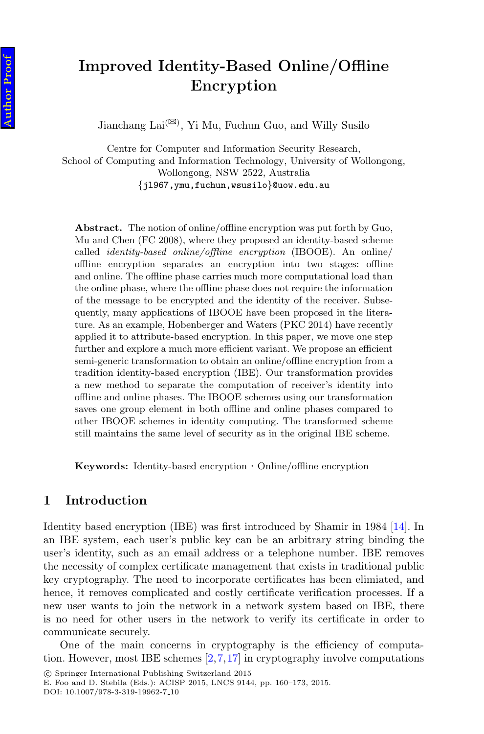# Improved Identity-Based Online/Offline Encryption

Jianchang Lai[(✉)], Yi Mu, Fuchun Guo, and Willy Susilo

Centre for Computer and Information Security Research,
School of Computing and Information Technology, University of Wollongong,
Wollongong, NSW 2522, Australia
{jl967,ymu,fuchun,wsusilo}@uow.edu.au

**Abstract.** The notion of online/offline encryption was put forth by Guo, Mu and Chen (FC 2008), where they proposed an identity-based scheme called *identity-based online/offline encryption* (IBOOE). An online/offline encryption separates an encryption into two stages: offline and online. The offline phase carries much more computational load than the online phase, where the offline phase does not require the information of the message to be encrypted and the identity of the receiver. Subsequently, many applications of IBOOE have been proposed in the literature. As an example, Hobenberger and Waters (PKC 2014) have recently applied it to attribute-based encryption. In this paper, we move one step further and explore a much more efficient variant. We propose an efficient semi-generic transformation to obtain an online/offline encryption from a tradition identity-based encryption (IBE). Our transformation provides a new method to separate the computation of receiver's identity into offline and online phases. The IBOOE schemes using our transformation saves one group element in both offline and online phases compared to other IBOOE schemes in identity computing. The transformed scheme still maintains the same level of security as in the original IBE scheme.

**Keywords:** Identity-based encryption · Online/offline encryption

## 1 Introduction

Identity based encryption (IBE) was first introduced by Shamir in 1984 [14]. In an IBE system, each user's public key can be an arbitrary string binding the user's identity, such as an email address or a telephone number. IBE removes the necessity of complex certificate management that exists in traditional public key cryptography. The need to incorporate certificates has been elimiated, and hence, it removes complicated and costly certificate verification processes. If a new user wants to join the network in a network system based on IBE, there is no need for other users in the network to verify its certificate in order to communicate securely.

One of the main concerns in cryptography is the efficiency of computation. However, most IBE schemes [2,7,17] in cryptography involve computations

© Springer International Publishing Switzerland 2015
E. Foo and D. Stebila (Eds.): ACISP 2015, LNCS 9144, pp. 160–173, 2015.
DOI: 10.1007/978-3-319-19962-7_10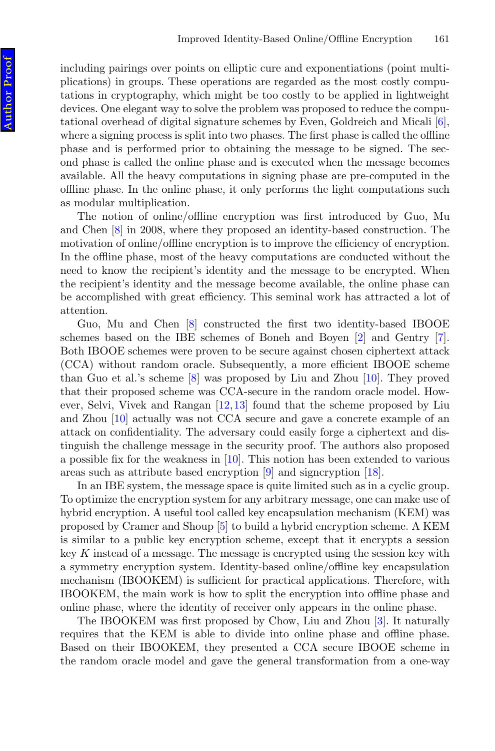including pairings over points on elliptic cure and exponentiations (point multiplications) in groups. These operations are regarded as the most costly computations in cryptography, which might be too costly to be applied in lightweight devices. One elegant way to solve the problem was proposed to reduce the computational overhead of digital signature schemes by Even, Goldreich and Micali [6], where a signing process is split into two phases. The first phase is called the offline phase and is performed prior to obtaining the message to be signed. The second phase is called the online phase and is executed when the message becomes available. All the heavy computations in signing phase are pre-computed in the offline phase. In the online phase, it only performs the light computations such as modular multiplication.

The notion of online/offline encryption was first introduced by Guo, Mu and Chen [8] in 2008, where they proposed an identity-based construction. The motivation of online/offline encryption is to improve the efficiency of encryption. In the offline phase, most of the heavy computations are conducted without the need to know the recipient's identity and the message to be encrypted. When the recipient's identity and the message become available, the online phase can be accomplished with great efficiency. This seminal work has attracted a lot of attention.

Guo, Mu and Chen [8] constructed the first two identity-based IBOOE schemes based on the IBE schemes of Boneh and Boyen [2] and Gentry [7]. Both IBOOE schemes were proven to be secure against chosen ciphertext attack (CCA) without random oracle. Subsequently, a more efficient IBOOE scheme than Guo et al.'s scheme [8] was proposed by Liu and Zhou [10]. They proved that their proposed scheme was CCA-secure in the random oracle model. However, Selvi, Vivek and Rangan [12,13] found that the scheme proposed by Liu and Zhou [10] actually was not CCA secure and gave a concrete example of an attack on confidentiality. The adversary could easily forge a ciphertext and distinguish the challenge message in the security proof. The authors also proposed a possible fix for the weakness in [10]. This notion has been extended to various areas such as attribute based encryption [9] and signcryption [18].

In an IBE system, the message space is quite limited such as in a cyclic group. To optimize the encryption system for any arbitrary message, one can make use of hybrid encryption. A useful tool called key encapsulation mechanism (KEM) was proposed by Cramer and Shoup [5] to build a hybrid encryption scheme. A KEM is similar to a public key encryption scheme, except that it encrypts a session key $K$ instead of a message. The message is encrypted using the session key with a symmetry encryption system. Identity-based online/offline key encapsulation mechanism (IBOOKEM) is sufficient for practical applications. Therefore, with IBOOKEM, the main work is how to split the encryption into offline phase and online phase, where the identity of receiver only appears in the online phase.

The IBOOKEM was first proposed by Chow, Liu and Zhou [3]. It naturally requires that the KEM is able to divide into online phase and offline phase. Based on their IBOOKEM, they presented a CCA secure IBOOE scheme in the random oracle model and gave the general transformation from a one-way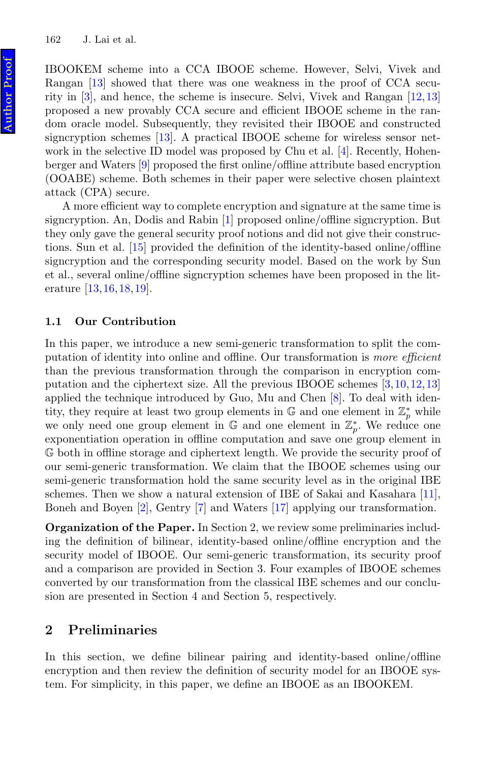IBOOKEM scheme into a CCA IBOOE scheme. However, Selvi, Vivek and Rangan [13] showed that there was one weakness in the proof of CCA security in [3], and hence, the scheme is insecure. Selvi, Vivek and Rangan [12,13] proposed a new provably CCA secure and efficient IBOOE scheme in the random oracle model. Subsequently, they revisited their IBOOE and constructed signcryption schemes [13]. A practical IBOOE scheme for wireless sensor network in the selective ID model was proposed by Chu et al. [4]. Recently, Hohenberger and Waters [9] proposed the first online/offline attribute based encryption (OOABE) scheme. Both schemes in their paper were selective chosen plaintext attack (CPA) secure.

A more efficient way to complete encryption and signature at the same time is signcryption. An, Dodis and Rabin [1] proposed online/offline signcryption. But they only gave the general security proof notions and did not give their constructions. Sun et al. [15] provided the definition of the identity-based online/offline signcryption and the corresponding security model. Based on the work by Sun et al., several online/offline signcryption schemes have been proposed in the literature [13,16,18,19].

### 1.1 Our Contribution

In this paper, we introduce a new semi-generic transformation to split the computation of identity into online and offline. Our transformation is *more efficient* than the previous transformation through the comparison in encryption computation and the ciphertext size. All the previous IBOOE schemes [3,10,12,13] applied the technique introduced by Guo, Mu and Chen [8]. To deal with identity, they require at least two group elements in $\mathbb{G}$ and one element in $\mathbb{Z}_p^*$ while we only need one group element in $\mathbb{G}$ and one element in $\mathbb{Z}_p^*$. We reduce one exponentiation operation in offline computation and save one group element in $\mathbb{G}$ both in offline storage and ciphertext length. We provide the security proof of our semi-generic transformation. We claim that the IBOOE schemes using our semi-generic transformation hold the same security level as in the original IBE schemes. Then we show a natural extension of IBE of Sakai and Kasahara [11], Boneh and Boyen [2], Gentry [7] and Waters [17] applying our transformation.

**Organization of the Paper.** In Section 2, we review some preliminaries including the definition of bilinear, identity-based online/offline encryption and the security model of IBOOE. Our semi-generic transformation, its security proof and a comparison are provided in Section 3. Four examples of IBOOE schemes converted by our transformation from the classical IBE schemes and our conclusion are presented in Section 4 and Section 5, respectively.

## 2 Preliminaries

In this section, we define bilinear pairing and identity-based online/offline encryption and then review the definition of security model for an IBOOE system. For simplicity, in this paper, we define an IBOOE as an IBOOKEM.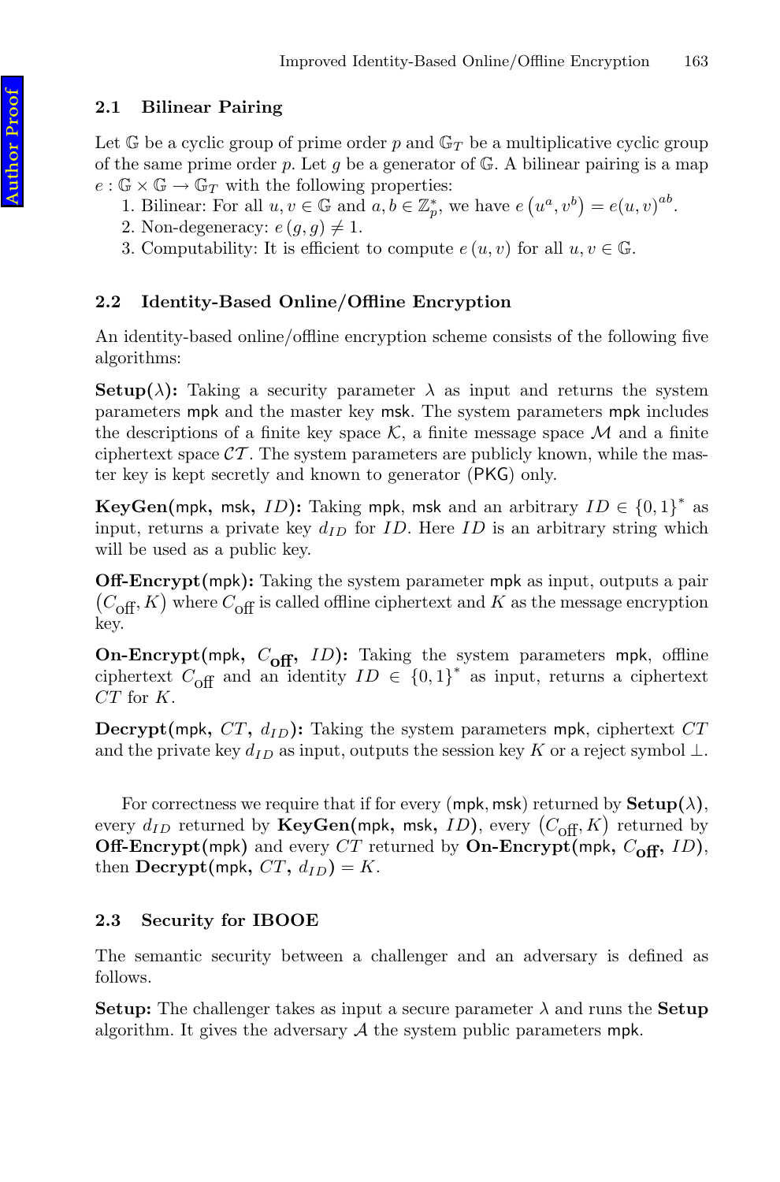### 2.1 Bilinear Pairing

Let $\mathbb{G}$ be a cyclic group of prime order $p$ and $\mathbb{G}_T$ be a multiplicative cyclic group of the same prime order $p$. Let $g$ be a generator of $\mathbb{G}$. A bilinear pairing is a map $e : \mathbb{G} \times \mathbb{G} \to \mathbb{G}_T$ with the following properties:

1. Bilinear: For all $u, v \in \mathbb{G}$ and $a, b \in \mathbb{Z}_p^*$, we have $e\left(u^a, v^b\right) = e(u, v)^{ab}$.
2. Non-degeneracy: $e\left(g, g\right) \neq 1$.
3. Computability: It is efficient to compute $e\left(u, v\right)$ for all $u, v \in \mathbb{G}$.

### 2.2 Identity-Based Online/Offline Encryption

An identity-based online/offline encryption scheme consists of the following five algorithms:

**Setup($\lambda$):** Taking a security parameter $\lambda$ as input and returns the system parameters $\mathsf{mpk}$ and the master key $\mathsf{msk}$. The system parameters $\mathsf{mpk}$ includes the descriptions of a finite key space $\mathcal{K}$, a finite message space $\mathcal{M}$ and a finite ciphertext space $\mathcal{CT}$. The system parameters are publicly known, while the master key is kept secretly and known to generator ($\mathsf{PKG}$) only.

**KeyGen($\mathsf{mpk}$, $\mathsf{msk}$, $ID$):** Taking $\mathsf{mpk}$, $\mathsf{msk}$ and an arbitrary $ID \in \{0,1\}^*$ as input, returns a private key $d_{ID}$ for $ID$. Here $ID$ is an arbitrary string which will be used as a public key.

**Off-Encrypt($\mathsf{mpk}$):** Taking the system parameter $\mathsf{mpk}$ as input, outputs a pair $\left(C_{\text{off}}, K\right)$ where $C_{\text{off}}$ is called offline ciphertext and $K$ as the message encryption key.

**On-Encrypt($\mathsf{mpk}$, $C_{\text{off}}$, $ID$):** Taking the system parameters $\mathsf{mpk}$, offline ciphertext $C_{\text{off}}$ and an identity $ID \in \{0,1\}^*$ as input, returns a ciphertext $CT$ for $K$.

**Decrypt($\mathsf{mpk}$, $CT$, $d_{ID}$):** Taking the system parameters $\mathsf{mpk}$, ciphertext $CT$ and the private key $d_{ID}$ as input, outputs the session key $K$ or a reject symbol $\perp$.

For correctness we require that if for every $(\mathsf{mpk}, \mathsf{msk})$ returned by **Setup($\lambda$)**, every $d_{ID}$ returned by **KeyGen($\mathsf{mpk}$, $\mathsf{msk}$, $ID$)**, every $\left(C_{\text{off}}, K\right)$ returned by **Off-Encrypt($\mathsf{mpk}$)** and every $CT$ returned by **On-Encrypt($\mathsf{mpk}$, $C_{\text{off}}$, $ID$)**, then **Decrypt($\mathsf{mpk}$, $CT$, $d_{ID}$)** $= K$.

### 2.3 Security for IBOOE

The semantic security between a challenger and an adversary is defined as follows.

**Setup:** The challenger takes as input a secure parameter $\lambda$ and runs the **Setup** algorithm. It gives the adversary $\mathcal{A}$ the system public parameters $\mathsf{mpk}$.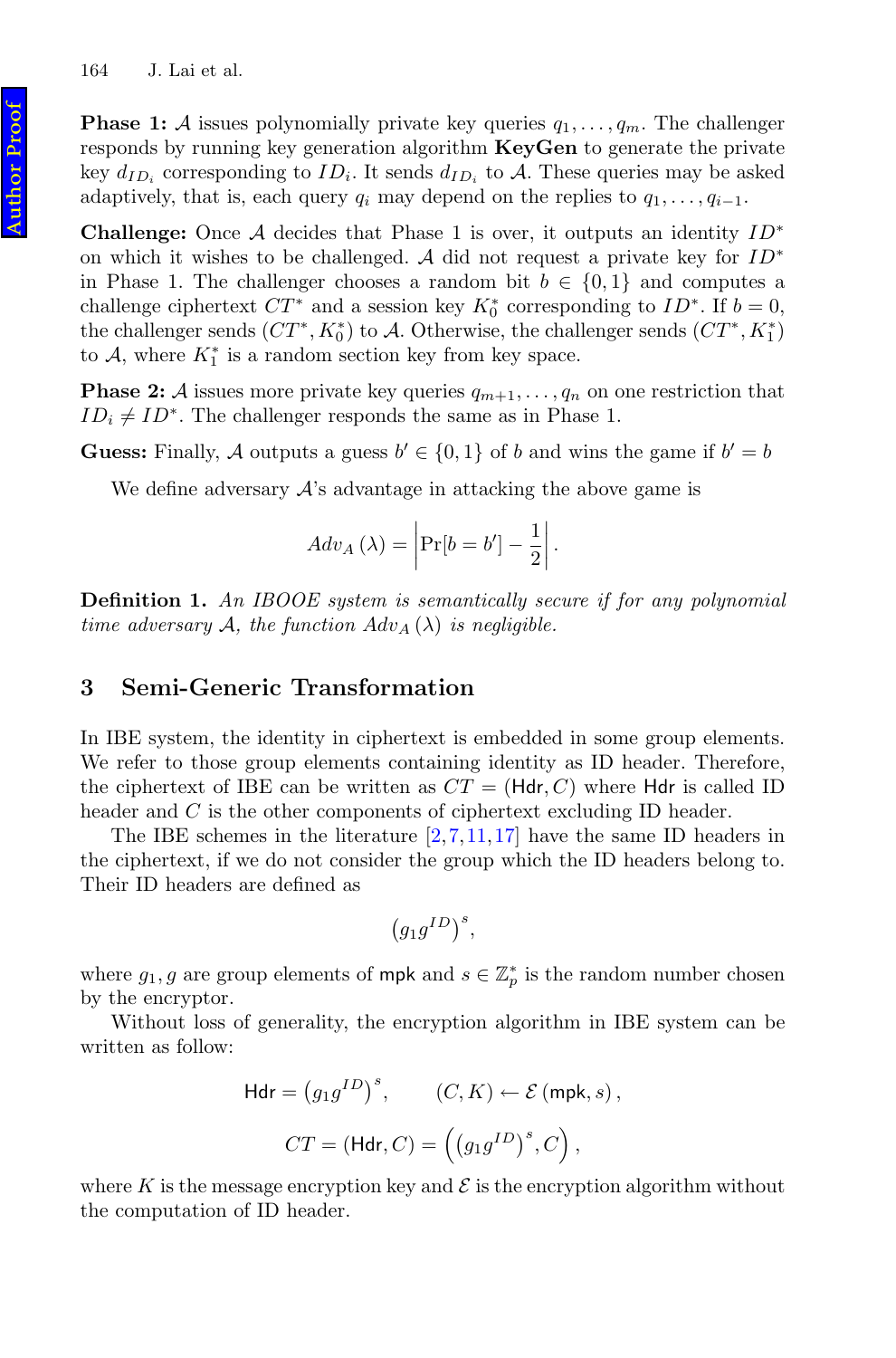**Phase 1:** $\mathcal{A}$ issues polynomially private key queries $q_1, \ldots, q_m$. The challenger responds by running key generation algorithm **KeyGen** to generate the private key $d_{ID_i}$ corresponding to $ID_i$. It sends $d_{ID_i}$ to $\mathcal{A}$. These queries may be asked adaptively, that is, each query $q_i$ may depend on the replies to $q_1, \ldots, q_{i-1}$.

**Challenge:** Once $\mathcal{A}$ decides that Phase 1 is over, it outputs an identity $ID^*$ on which it wishes to be challenged. $\mathcal{A}$ did not request a private key for $ID^*$ in Phase 1. The challenger chooses a random bit $b \in \{0, 1\}$ and computes a challenge ciphertext $CT^*$ and a session key $K_0^*$ corresponding to $ID^*$. If $b = 0$, the challenger sends $(CT^*, K_0^*)$ to $\mathcal{A}$. Otherwise, the challenger sends $(CT^*, K_1^*)$ to $\mathcal{A}$, where $K_1^*$ is a random section key from key space.

**Phase 2:** $\mathcal{A}$ issues more private key queries $q_{m+1}, \ldots, q_n$ on one restriction that $ID_i \neq ID^*$. The challenger responds the same as in Phase 1.

**Guess:** Finally, $\mathcal{A}$ outputs a guess $b' \in \{0, 1\}$ of $b$ and wins the game if $b' = b$

We define adversary $\mathcal{A}$'s advantage in attacking the above game is

$$Adv_A(\lambda) = \left| \Pr[b = b'] - \frac{1}{2} \right|.$$

**Definition 1.** *An IBOOE system is semantically secure if for any polynomial time adversary $\mathcal{A}$, the function $Adv_A(\lambda)$ is negligible.*

## 3 Semi-Generic Transformation

In IBE system, the identity in ciphertext is embedded in some group elements. We refer to those group elements containing identity as ID header. Therefore, the ciphertext of IBE can be written as $CT = (\mathsf{Hdr}, C)$ where $\mathsf{Hdr}$ is called ID header and $C$ is the other components of ciphertext excluding ID header.

The IBE schemes in the literature [2,7,11,17] have the same ID headers in the ciphertext, if we do not consider the group which the ID headers belong to. Their ID headers are defined as

$$\left(g_1 g^{ID}\right)^s,$$

where $g_1, g$ are group elements of $\mathsf{mpk}$ and $s \in \mathbb{Z}_p^*$ is the random number chosen by the encryptor.

Without loss of generality, the encryption algorithm in IBE system can be written as follow:

$$\mathsf{Hdr} = \left(g_1 g^{ID}\right)^s, \qquad (C, K) \leftarrow \mathcal{E}(\mathsf{mpk}, s),$$

$$CT = (\mathsf{Hdr}, C) = \left(\left(g_1 g^{ID}\right)^s, C\right),$$

where $K$ is the message encryption key and $\mathcal{E}$ is the encryption algorithm without the computation of ID header.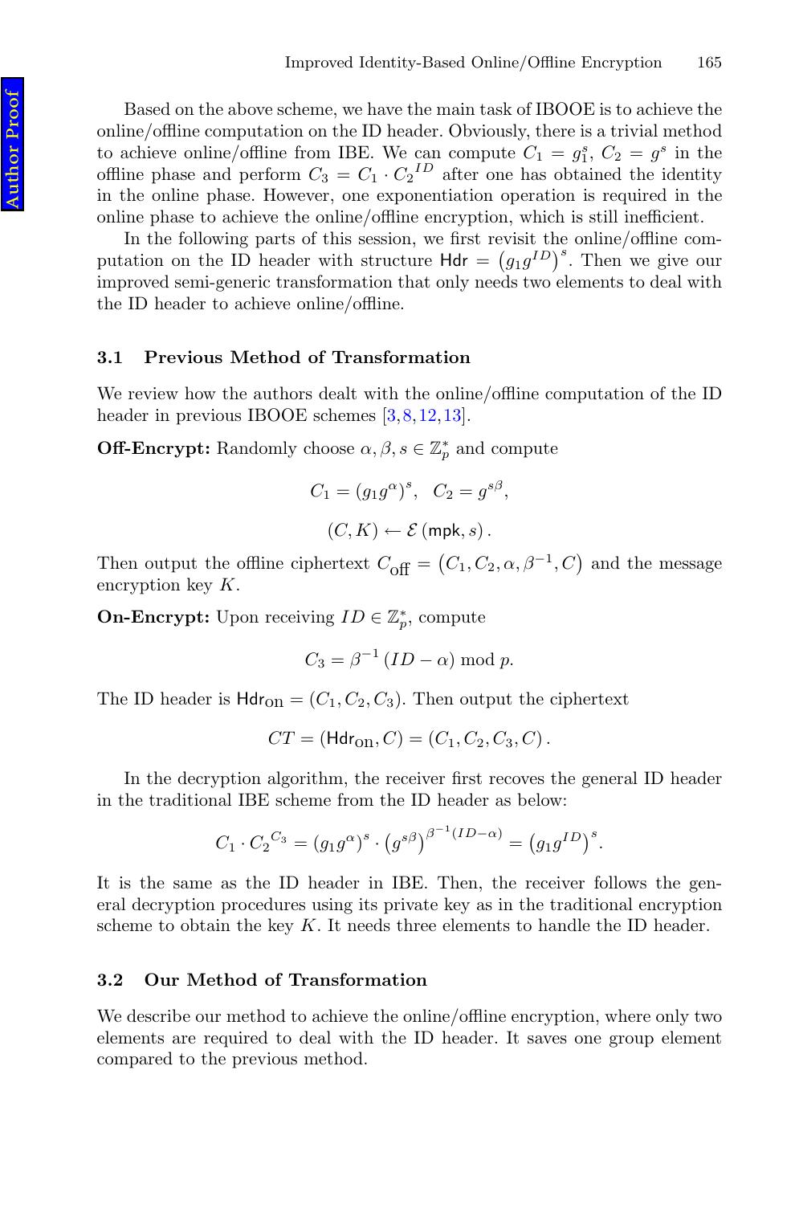Based on the above scheme, we have the main task of IBOOE is to achieve the online/offline computation on the ID header. Obviously, there is a trivial method to achieve online/offline from IBE. We can compute $C_1 = g_1^s$, $C_2 = g^s$ in the offline phase and perform $C_3 = C_1 \cdot {C_2}^{ID}$ after one has obtained the identity in the online phase. However, one exponentiation operation is required in the online phase to achieve the online/offline encryption, which is still inefficient.

In the following parts of this session, we first revisit the online/offline computation on the ID header with structure $\mathsf{Hdr} = \left(g_1 g^{ID}\right)^s$. Then we give our improved semi-generic transformation that only needs two elements to deal with the ID header to achieve online/offline.

### 3.1 Previous Method of Transformation

We review how the authors dealt with the online/offline computation of the ID header in previous IBOOE schemes [3,8,12,13].

**Off-Encrypt:** Randomly choose $\alpha, \beta, s \in \mathbb{Z}_p^*$ and compute

$$C_1 = \left(g_1 g^{\alpha}\right)^s, \quad C_2 = g^{s\beta},$$

$$(C, K) \leftarrow \mathcal{E}\left(\mathsf{mpk}, s\right).$$

Then output the offline ciphertext $C_{\text{off}} = \left(C_1, C_2, \alpha, \beta^{-1}, C\right)$ and the message encryption key $K$.

**On-Encrypt:** Upon receiving $ID \in \mathbb{Z}_p^*$, compute

$$C_3 = \beta^{-1}\left(ID - \alpha\right) \bmod p.$$

The ID header is $\mathsf{Hdr}_{\text{on}} = (C_1, C_2, C_3)$. Then output the ciphertext

$$CT = \left(\mathsf{Hdr}_{\text{on}}, C\right) = \left(C_1, C_2, C_3, C\right).$$

In the decryption algorithm, the receiver first recoves the general ID header in the traditional IBE scheme from the ID header as below:

$$C_1 \cdot {C_2}^{C_3} = \left(g_1 g^{\alpha}\right)^s \cdot \left(g^{s\beta}\right)^{\beta^{-1}(ID-\alpha)} = \left(g_1 g^{ID}\right)^s.$$

It is the same as the ID header in IBE. Then, the receiver follows the general decryption procedures using its private key as in the traditional encryption scheme to obtain the key $K$. It needs three elements to handle the ID header.

### 3.2 Our Method of Transformation

We describe our method to achieve the online/offline encryption, where only two elements are required to deal with the ID header. It saves one group element compared to the previous method.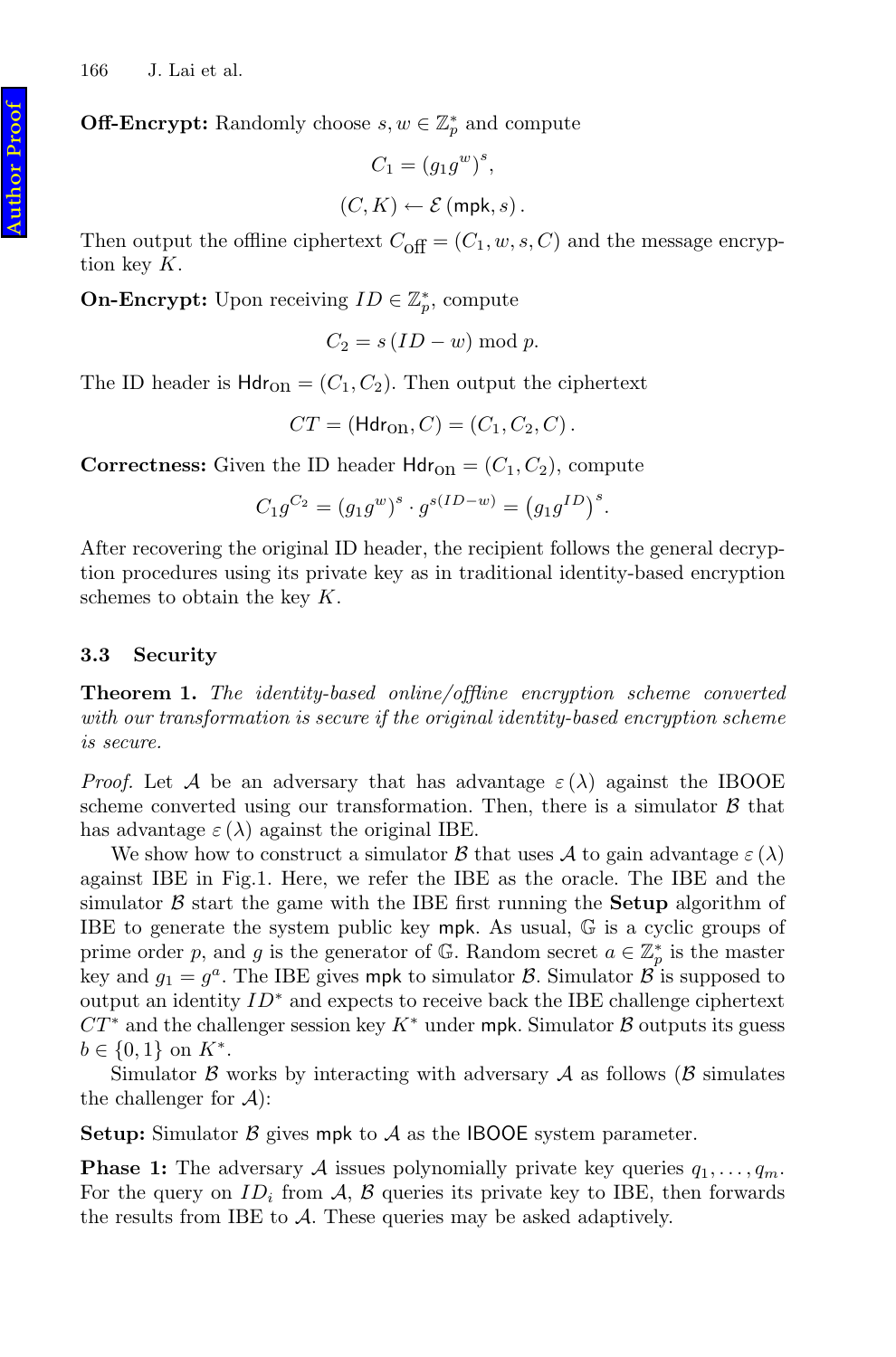**Off-Encrypt:** Randomly choose $s, w \in \mathbb{Z}_p^*$ and compute

$$C_1 = (g_1 g^w)^s,$$

$$(C, K) \leftarrow \mathcal{E}(\mathsf{mpk}, s).$$

Then output the offline ciphertext $C_{\mathrm{off}} = (C_1, w, s, C)$ and the message encryption key $K$.

**On-Encrypt:** Upon receiving $ID \in \mathbb{Z}_p^*$, compute

$$C_2 = s(ID - w) \bmod p.$$

The ID header is $\mathsf{Hdr}_{\mathrm{on}} = (C_1, C_2)$. Then output the ciphertext

$$CT = (\mathsf{Hdr}_{\mathrm{on}}, C) = (C_1, C_2, C).$$

**Correctness:** Given the ID header $\mathsf{Hdr}_{\mathrm{on}} = (C_1, C_2)$, compute

$$C_1 g^{C_2} = (g_1 g^w)^s \cdot g^{s(ID-w)} = \left(g_1 g^{ID}\right)^s.$$

After recovering the original ID header, the recipient follows the general decryption procedures using its private key as in traditional identity-based encryption schemes to obtain the key $K$.

### 3.3 Security

**Theorem 1.** *The identity-based online/offline encryption scheme converted with our transformation is secure if the original identity-based encryption scheme is secure.*

*Proof.* Let $\mathcal{A}$ be an adversary that has advantage $\varepsilon(\lambda)$ against the IBOOE scheme converted using our transformation. Then, there is a simulator $\mathcal{B}$ that has advantage $\varepsilon(\lambda)$ against the original IBE.

We show how to construct a simulator $\mathcal{B}$ that uses $\mathcal{A}$ to gain advantage $\varepsilon(\lambda)$ against IBE in Fig.1. Here, we refer the IBE as the oracle. The IBE and the simulator $\mathcal{B}$ start the game with the IBE first running the **Setup** algorithm of IBE to generate the system public key $\mathsf{mpk}$. As usual, $\mathbb{G}$ is a cyclic groups of prime order $p$, and $g$ is the generator of $\mathbb{G}$. Random secret $a \in \mathbb{Z}_p^*$ is the master key and $g_1 = g^a$. The IBE gives $\mathsf{mpk}$ to simulator $\mathcal{B}$. Simulator $\mathcal{B}$ is supposed to output an identity $ID^*$ and expects to receive back the IBE challenge ciphertext $CT^*$ and the challenger session key $K^*$ under $\mathsf{mpk}$. Simulator $\mathcal{B}$ outputs its guess $b \in \{0, 1\}$ on $K^*$.

Simulator $\mathcal{B}$ works by interacting with adversary $\mathcal{A}$ as follows ($\mathcal{B}$ simulates the challenger for $\mathcal{A}$):

**Setup:** Simulator $\mathcal{B}$ gives $\mathsf{mpk}$ to $\mathcal{A}$ as the $\mathsf{IBOOE}$ system parameter.

**Phase 1:** The adversary $\mathcal{A}$ issues polynomially private key queries $q_1, \ldots, q_m$. For the query on $ID_i$ from $\mathcal{A}$, $\mathcal{B}$ queries its private key to IBE, then forwards the results from IBE to $\mathcal{A}$. These queries may be asked adaptively.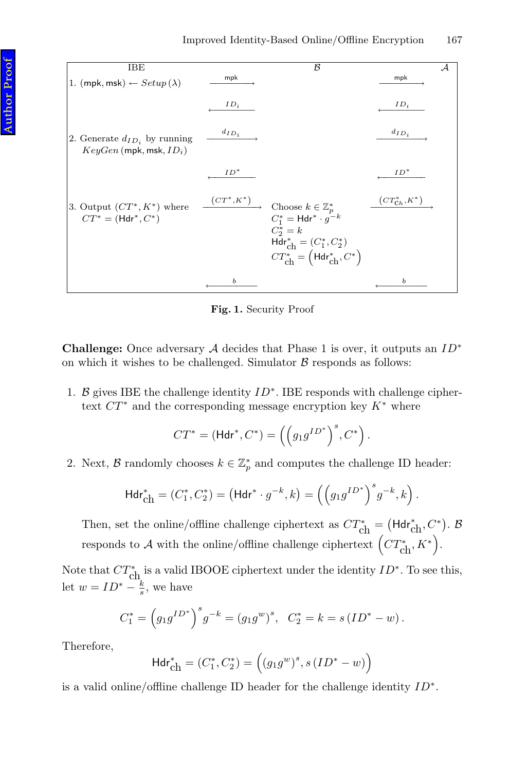| IBE | | $\mathcal{B}$ | | $\mathcal{A}$ |
|---|---|---|---|---|
| 1. $(\mathsf{mpk}, \mathsf{msk}) \leftarrow Setup(\lambda)$ | $\xrightarrow{\mathsf{mpk}}$ | | $\xrightarrow{\mathsf{mpk}}$ | |
| | $\xleftarrow{ID_i}$ | | $\xleftarrow{ID_i}$ | |
| 2. Generate $d_{ID_i}$ by running $KeyGen(\mathsf{mpk}, \mathsf{msk}, ID_i)$ | $\xrightarrow{d_{ID_i}}$ | | $\xrightarrow{d_{ID_i}}$ | |
| | $\xleftarrow{ID^*}$ | | $\xleftarrow{ID^*}$ | |
| 3. Output $(CT^*, K^*)$ where $CT^* = (\mathsf{Hdr}^*, C^*)$ | $\xrightarrow{(CT^*, K^*)}$ | Choose $k \in \mathbb{Z}_p^*$; $C_1^* = \mathsf{Hdr}^* \cdot g^{-k}$; $C_2^* = k$; $\mathsf{Hdr}_{\mathsf{ch}}^* = (C_1^*, C_2^*)$; $CT_{\mathsf{ch}}^* = \left(\mathsf{Hdr}_{\mathsf{ch}}^*, C^*\right)$ | $\xrightarrow{(CT_{ch}^*, K^*)}$ | |
| | $\xleftarrow{b}$ | | $\xleftarrow{b}$ | |

**Fig. 1.** Security Proof

**Challenge:** Once adversary $\mathcal{A}$ decides that Phase 1 is over, it outputs an $ID^*$ on which it wishes to be challenged. Simulator $\mathcal{B}$ responds as follows:

1. $\mathcal{B}$ gives IBE the challenge identity $ID^*$. IBE responds with challenge ciphertext $CT^*$ and the corresponding message encryption key $K^*$ where

$$CT^* = (\mathsf{Hdr}^*, C^*) = \left(\left(g_1 g^{ID^*}\right)^s, C^*\right).$$

2. Next, $\mathcal{B}$ randomly chooses $k \in \mathbb{Z}_p^*$ and computes the challenge ID header:

$$\mathsf{Hdr}_{\mathsf{ch}}^* = (C_1^*, C_2^*) = \left(\mathsf{Hdr}^* \cdot g^{-k}, k\right) = \left(\left(g_1 g^{ID^*}\right)^s g^{-k}, k\right).$$

Then, set the online/offline challenge ciphertext as $CT_{\mathsf{ch}}^* = \left(\mathsf{Hdr}_{\mathsf{ch}}^*, C^*\right)$. $\mathcal{B}$ responds to $\mathcal{A}$ with the online/offline challenge ciphertext $\left(CT_{\mathsf{ch}}^*, K^*\right)$.

Note that $CT_{\mathsf{ch}}^*$ is a valid IBOOE ciphertext under the identity $ID^*$. To see this, let $w = ID^* - \frac{k}{s}$, we have

$$C_1^* = \left(g_1 g^{ID^*}\right)^s g^{-k} = (g_1 g^w)^s, \quad C_2^* = k = s\left(ID^* - w\right).$$

Therefore,

$$\mathsf{Hdr}_{\mathsf{ch}}^* = (C_1^*, C_2^*) = \left((g_1 g^w)^s, s\left(ID^* - w\right)\right)$$

is a valid online/offline challenge ID header for the challenge identity $ID^*$.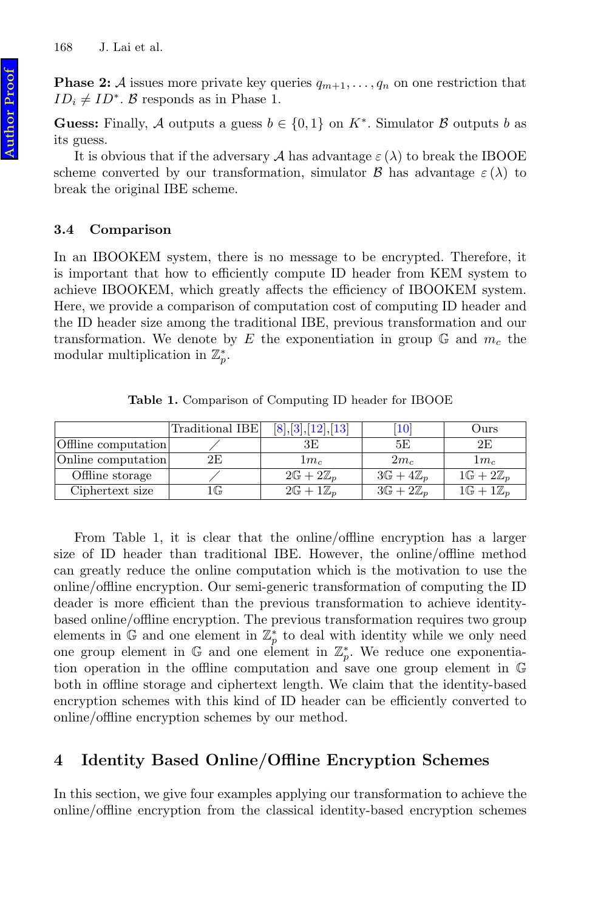**Phase 2:** $\mathcal{A}$ issues more private key queries $q_{m+1}, \ldots, q_n$ on one restriction that $ID_i \neq ID^*$. $\mathcal{B}$ responds as in Phase 1.

**Guess:** Finally, $\mathcal{A}$ outputs a guess $b \in \{0, 1\}$ on $K^*$. Simulator $\mathcal{B}$ outputs $b$ as its guess.

It is obvious that if the adversary $\mathcal{A}$ has advantage $\varepsilon(\lambda)$ to break the IBOOE scheme converted by our transformation, simulator $\mathcal{B}$ has advantage $\varepsilon(\lambda)$ to break the original IBE scheme.

### 3.4 Comparison

In an IBOOKEM system, there is no message to be encrypted. Therefore, it is important that how to efficiently compute ID header from KEM system to achieve IBOOKEM, which greatly affects the efficiency of IBOOKEM system. Here, we provide a comparison of computation cost of computing ID header and the ID header size among the traditional IBE, previous transformation and our transformation. We denote by $E$ the exponentiation in group $\mathbb{G}$ and $m_c$ the modular multiplication in $\mathbb{Z}_p^*$.

**Table 1.** Comparison of Computing ID header for IBOOE

| | Traditional IBE | [8],[3],[12],[13] | [10] | Ours |
|---|---|---|---|---|
| Offline computation | / | 3E | 5E | 2E |
| Online computation | 2E | $1m_c$ | $2m_c$ | $1m_c$ |
| Offline storage | / | $2\mathbb{G} + 2\mathbb{Z}_p$ | $3\mathbb{G} + 4\mathbb{Z}_p$ | $1\mathbb{G} + 2\mathbb{Z}_p$ |
| Ciphertext size | $1\mathbb{G}$ | $2\mathbb{G} + 1\mathbb{Z}_p$ | $3\mathbb{G} + 2\mathbb{Z}_p$ | $1\mathbb{G} + 1\mathbb{Z}_p$ |

From Table 1, it is clear that the online/offline encryption has a larger size of ID header than traditional IBE. However, the online/offline method can greatly reduce the online computation which is the motivation to use the online/offline encryption. Our semi-generic transformation of computing the ID deader is more efficient than the previous transformation to achieve identity-based online/offline encryption. The previous transformation requires two group elements in $\mathbb{G}$ and one element in $\mathbb{Z}_p^*$ to deal with identity while we only need one group element in $\mathbb{G}$ and one element in $\mathbb{Z}_p^*$. We reduce one exponentiation operation in the offline computation and save one group element in $\mathbb{G}$ both in offline storage and ciphertext length. We claim that the identity-based encryption schemes with this kind of ID header can be efficiently converted to online/offline encryption schemes by our method.

## 4 Identity Based Online/Offline Encryption Schemes

In this section, we give four examples applying our transformation to achieve the online/offline encryption from the classical identity-based encryption schemes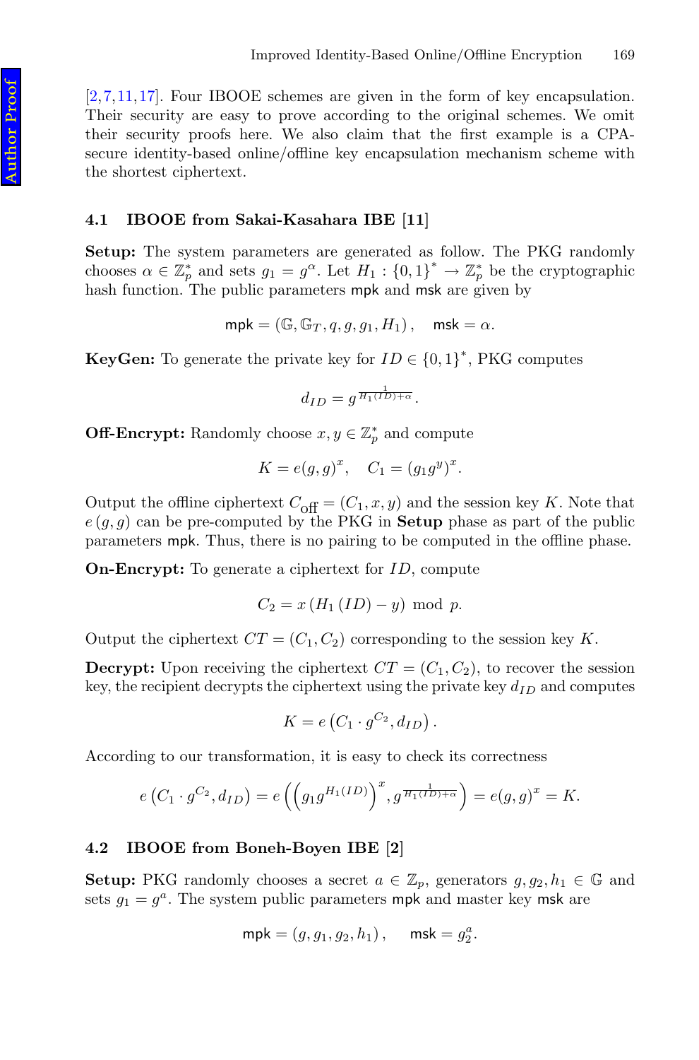[2,7,11,17]. Four IBOOE schemes are given in the form of key encapsulation. Their security are easy to prove according to the original schemes. We omit their security proofs here. We also claim that the first example is a CPA-secure identity-based online/offline key encapsulation mechanism scheme with the shortest ciphertext.

### 4.1 IBOOE from Sakai-Kasahara IBE [11]

**Setup:** The system parameters are generated as follow. The PKG randomly chooses $\alpha \in \mathbb{Z}_p^*$ and sets $g_1 = g^{\alpha}$. Let $H_1 : \{0,1\}^* \to \mathbb{Z}_p^*$ be the cryptographic hash function. The public parameters $\mathsf{mpk}$ and $\mathsf{msk}$ are given by

$$\mathsf{mpk} = (\mathbb{G}, \mathbb{G}_T, q, g, g_1, H_1), \quad \mathsf{msk} = \alpha.$$

**KeyGen:** To generate the private key for $ID \in \{0,1\}^*$, PKG computes

$$d_{ID} = g^{\frac{1}{H_1(ID)+\alpha}}.$$

**Off-Encrypt:** Randomly choose $x, y \in \mathbb{Z}_p^*$ and compute

$$K = e(g,g)^x, \quad C_1 = (g_1 g^y)^x.$$

Output the offline ciphertext $C_{\text{off}} = (C_1, x, y)$ and the session key $K$. Note that $e(g,g)$ can be pre-computed by the PKG in **Setup** phase as part of the public parameters $\mathsf{mpk}$. Thus, there is no pairing to be computed in the offline phase.

**On-Encrypt:** To generate a ciphertext for $ID$, compute

$$C_2 = x\,(H_1(ID) - y) \bmod p.$$

Output the ciphertext $CT = (C_1, C_2)$ corresponding to the session key $K$.

**Decrypt:** Upon receiving the ciphertext $CT = (C_1, C_2)$, to recover the session key, the recipient decrypts the ciphertext using the private key $d_{ID}$ and computes

$$K = e\left(C_1 \cdot g^{C_2}, d_{ID}\right).$$

According to our transformation, it is easy to check its correctness

$$e\left(C_1 \cdot g^{C_2}, d_{ID}\right) = e\left(\left(g_1 g^{H_1(ID)}\right)^x, g^{\frac{1}{H_1(ID)+\alpha}}\right) = e(g,g)^x = K.$$

### 4.2 IBOOE from Boneh-Boyen IBE [2]

**Setup:** PKG randomly chooses a secret $a \in \mathbb{Z}_p$, generators $g, g_2, h_1 \in \mathbb{G}$ and sets $g_1 = g^a$. The system public parameters $\mathsf{mpk}$ and master key $\mathsf{msk}$ are

$$\mathsf{mpk} = (g, g_1, g_2, h_1), \quad \mathsf{msk} = g_2^a.$$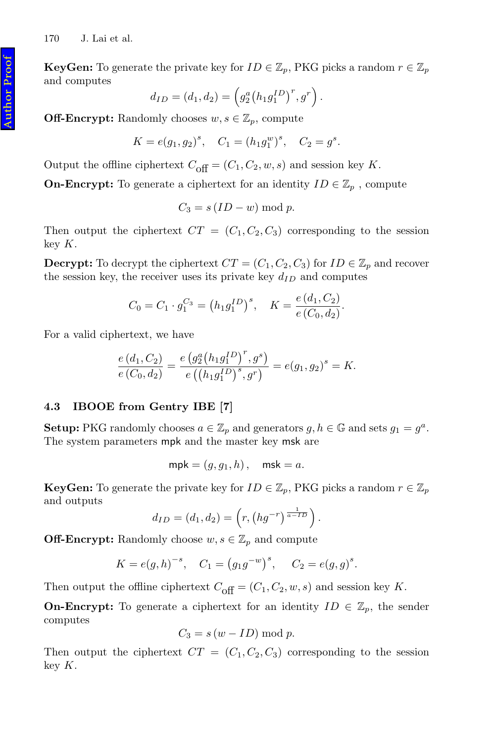**KeyGen:** To generate the private key for $ID \in \mathbb{Z}_p$, PKG picks a random $r \in \mathbb{Z}_p$ and computes

$$d_{ID} = (d_1, d_2) = \left(g_2^a \left(h_1 g_1^{ID}\right)^r, g^r\right).$$

**Off-Encrypt:** Randomly chooses $w, s \in \mathbb{Z}_p$, compute

$$K = e(g_1, g_2)^s, \quad C_1 = (h_1 g_1^w)^s, \quad C_2 = g^s.$$

Output the offline ciphertext $C_{\text{off}} = (C_1, C_2, w, s)$ and session key $K$.

**On-Encrypt:** To generate a ciphertext for an identity $ID \in \mathbb{Z}_p$ , compute

$$C_3 = s\,(ID - w) \bmod p.$$

Then output the ciphertext $CT = (C_1, C_2, C_3)$ corresponding to the session key $K$.

**Decrypt:** To decrypt the ciphertext $CT = (C_1, C_2, C_3)$ for $ID \in \mathbb{Z}_p$ and recover the session key, the receiver uses its private key $d_{ID}$ and computes

$$C_0 = C_1 \cdot g_1^{C_3} = \left(h_1 g_1^{ID}\right)^s, \quad K = \frac{e\,(d_1, C_2)}{e\,(C_0, d_2)}.$$

For a valid ciphertext, we have

$$\frac{e\,(d_1, C_2)}{e\,(C_0, d_2)} = \frac{e\left(g_2^a \left(h_1 g_1^{ID}\right)^r, g^s\right)}{e\left(\left(h_1 g_1^{ID}\right)^s, g^r\right)} = e(g_1, g_2)^s = K.$$

### 4.3 IBOOE from Gentry IBE [7]

**Setup:** PKG randomly chooses $a \in \mathbb{Z}_p$ and generators $g, h \in \mathbb{G}$ and sets $g_1 = g^a$. The system parameters $\mathsf{mpk}$ and the master key $\mathsf{msk}$ are

$$\mathsf{mpk} = (g, g_1, h)\,, \quad \mathsf{msk} = a.$$

**KeyGen:** To generate the private key for $ID \in \mathbb{Z}_p$, PKG picks a random $r \in \mathbb{Z}_p$ and outputs

$$d_{ID} = (d_1, d_2) = \left(r, \left(hg^{-r}\right)^{\frac{1}{a-ID}}\right).$$

**Off-Encrypt:** Randomly choose $w, s \in \mathbb{Z}_p$ and compute

$$K = e(g, h)^{-s}, \quad C_1 = \left(g_1 g^{-w}\right)^s, \quad C_2 = e(g, g)^s.$$

Then output the offline ciphertext $C_{\text{off}} = (C_1, C_2, w, s)$ and session key $K$.

**On-Encrypt:** To generate a ciphertext for an identity $ID \in \mathbb{Z}_p$, the sender computes

$$C_3 = s\,(w - ID) \bmod p.$$

Then output the ciphertext $CT = (C_1, C_2, C_3)$ corresponding to the session key $K$.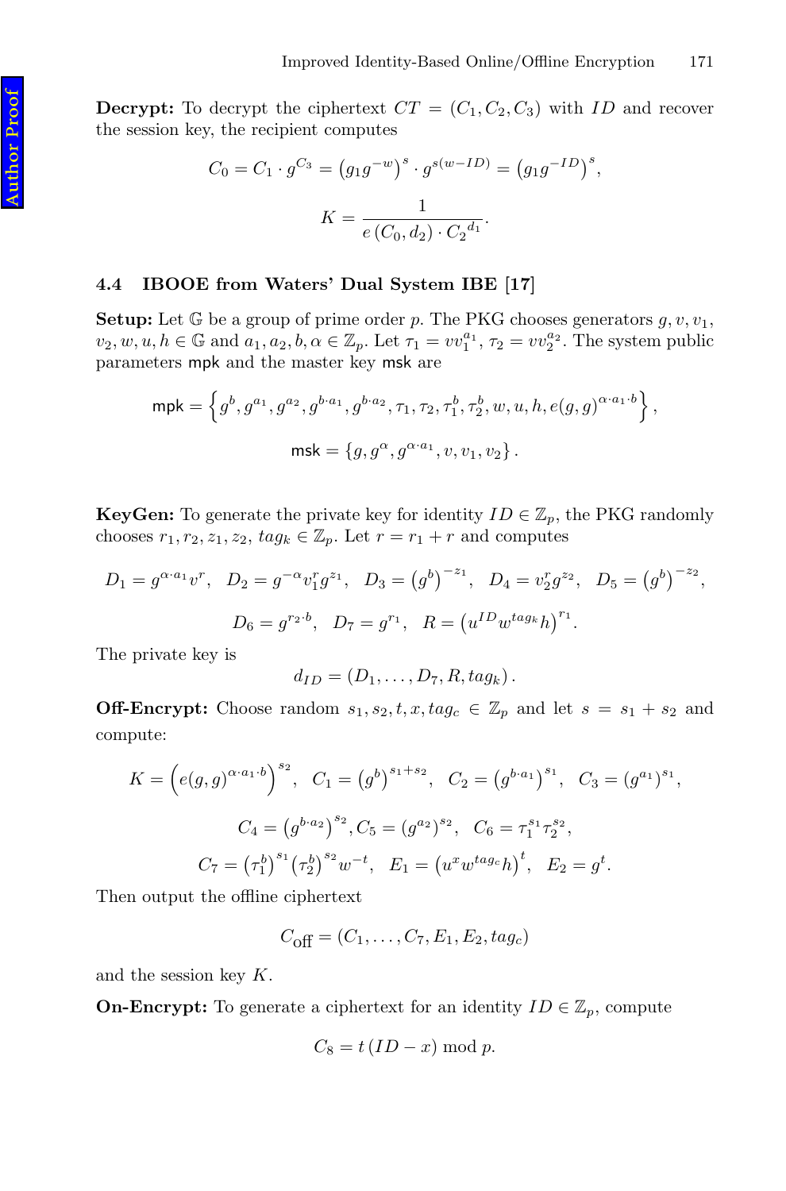**Decrypt:** To decrypt the ciphertext $CT = (C_1, C_2, C_3)$ with $ID$ and recover the session key, the recipient computes

$$C_0 = C_1 \cdot g^{C_3} = \left(g_1 g^{-w}\right)^s \cdot g^{s(w-ID)} = \left(g_1 g^{-ID}\right)^s,$$

$$K = \frac{1}{e\left(C_0, d_2\right) \cdot {C_2}^{d_1}}.$$

### 4.4 IBOOE from Waters' Dual System IBE [17]

**Setup:** Let $\mathbb{G}$ be a group of prime order $p$. The PKG chooses generators $g, v, v_1, v_2, w, u, h \in \mathbb{G}$ and $a_1, a_2, b, \alpha \in \mathbb{Z}_p$. Let $\tau_1 = v v_1^{a_1}$, $\tau_2 = v v_2^{a_2}$. The system public parameters $\mathsf{mpk}$ and the master key $\mathsf{msk}$ are

$$\mathsf{mpk} = \left\{ g^b, g^{a_1}, g^{a_2}, g^{b \cdot a_1}, g^{b \cdot a_2}, \tau_1, \tau_2, \tau_1^b, \tau_2^b, w, u, h, e(g,g)^{\alpha \cdot a_1 \cdot b} \right\},$$

$$\mathsf{msk} = \left\{ g, g^\alpha, g^{\alpha \cdot a_1}, v, v_1, v_2 \right\}.$$

**KeyGen:** To generate the private key for identity $ID \in \mathbb{Z}_p$, the PKG randomly chooses $r_1, r_2, z_1, z_2,\ tag_k \in \mathbb{Z}_p$. Let $r = r_1 + r$ and computes

$$D_1 = g^{\alpha \cdot a_1} v^r,\quad D_2 = g^{-\alpha} v_1^r g^{z_1},\quad D_3 = \left(g^b\right)^{-z_1},\quad D_4 = v_2^r g^{z_2},\quad D_5 = \left(g^b\right)^{-z_2},$$

$$D_6 = g^{r_2 \cdot b},\quad D_7 = g^{r_1},\quad R = \left(u^{ID} w^{tag_k} h\right)^{r_1}.$$

The private key is

$$d_{ID} = \left(D_1, \ldots, D_7, R, tag_k\right).$$

**Off-Encrypt:** Choose random $s_1, s_2, t, x, tag_c \in \mathbb{Z}_p$ and let $s = s_1 + s_2$ and compute:

$$K = \left(e(g,g)^{\alpha \cdot a_1 \cdot b}\right)^{s_2},\quad C_1 = \left(g^b\right)^{s_1 + s_2},\quad C_2 = \left(g^{b \cdot a_1}\right)^{s_1},\quad C_3 = \left(g^{a_1}\right)^{s_1},$$

$$C_4 = \left(g^{b \cdot a_2}\right)^{s_2}, C_5 = \left(g^{a_2}\right)^{s_2},\quad C_6 = \tau_1^{s_1} \tau_2^{s_2},$$

$$C_7 = \left(\tau_1^b\right)^{s_1} \left(\tau_2^b\right)^{s_2} w^{-t},\quad E_1 = \left(u^x w^{tag_c} h\right)^t,\quad E_2 = g^t.$$

Then output the offline ciphertext

$$C_{\mathrm{off}} = \left(C_1, \ldots, C_7, E_1, E_2, tag_c\right)$$

and the session key $K$.

**On-Encrypt:** To generate a ciphertext for an identity $ID \in \mathbb{Z}_p$, compute

$$C_8 = t\,(ID - x) \bmod p.$$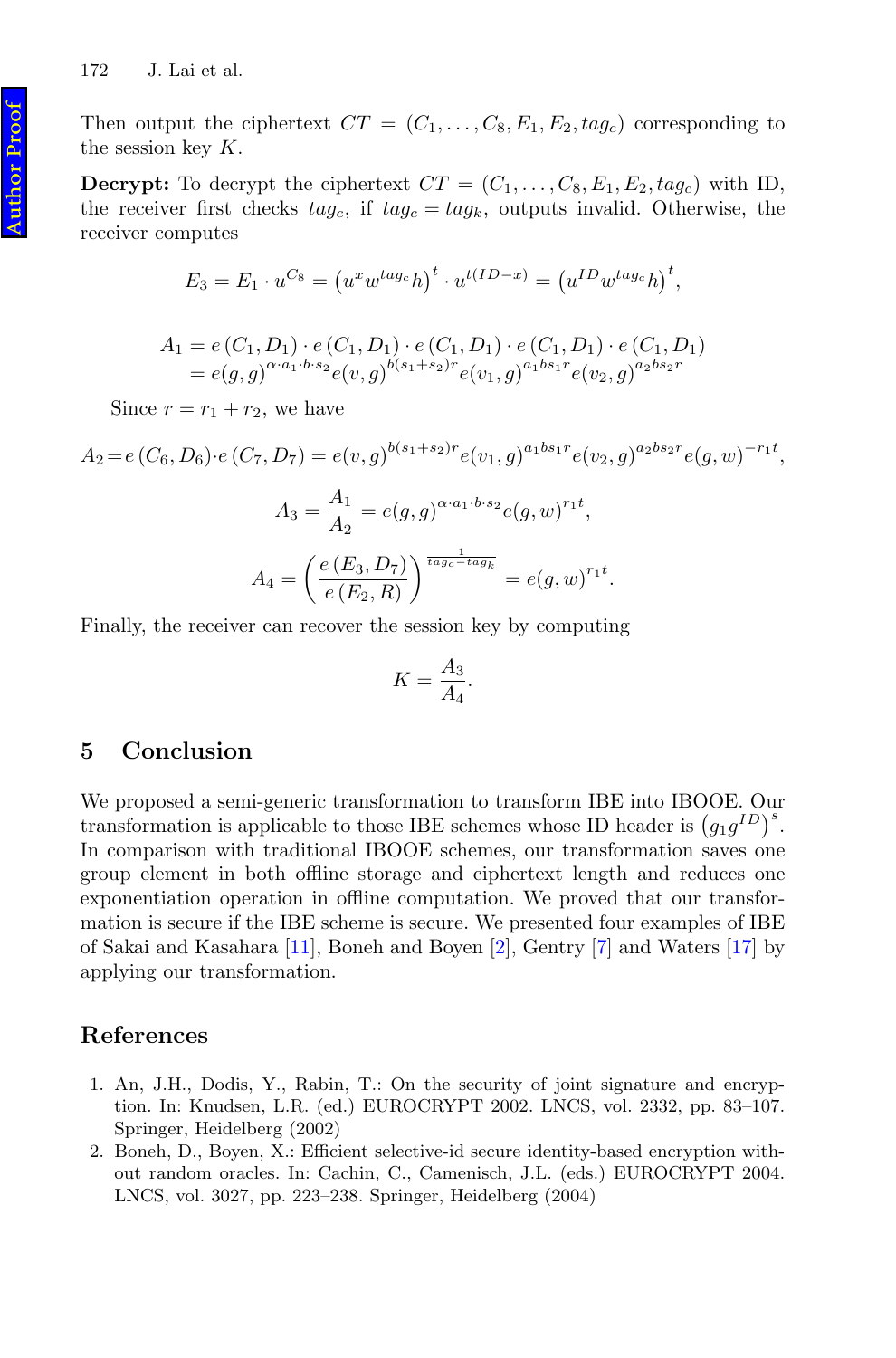Then output the ciphertext $CT = (C_1, \ldots, C_8, E_1, E_2, tag_c)$ corresponding to the session key $K$.

**Decrypt:** To decrypt the ciphertext $CT = (C_1, \ldots, C_8, E_1, E_2, tag_c)$ with ID, the receiver first checks $tag_c$, if $tag_c = tag_k$, outputs invalid. Otherwise, the receiver computes

$$E_3 = E_1 \cdot u^{C_8} = \left(u^x w^{tag_c} h\right)^t \cdot u^{t(ID-x)} = \left(u^{ID} w^{tag_c} h\right)^t,$$

$$\begin{aligned} A_1 &= e\left(C_1, D_1\right) \cdot e\left(C_1, D_1\right) \cdot e\left(C_1, D_1\right) \cdot e\left(C_1, D_1\right) \cdot e\left(C_1, D_1\right) \\ &= e(g,g)^{\alpha \cdot a_1 \cdot b \cdot s_2} e(v,g)^{b(s_1+s_2)r} e(v_1,g)^{a_1 b s_1 r} e(v_2,g)^{a_2 b s_2 r} \end{aligned}$$

Since $r = r_1 + r_2$, we have

$$A_2 = e\left(C_6, D_6\right) \cdot e\left(C_7, D_7\right) = e(v,g)^{b(s_1+s_2)r} e(v_1,g)^{a_1 b s_1 r} e(v_2,g)^{a_2 b s_2 r} e(g,w)^{-r_1 t},$$

$$A_3 = \frac{A_1}{A_2} = e(g,g)^{\alpha \cdot a_1 \cdot b \cdot s_2} e(g,w)^{r_1 t},$$

$$A_4 = \left(\frac{e\left(E_3, D_7\right)}{e\left(E_2, R\right)}\right)^{\frac{1}{tag_c - tag_k}} = e(g,w)^{r_1 t}.$$

Finally, the receiver can recover the session key by computing

$$K = \frac{A_3}{A_4}.$$

## 5 Conclusion

We proposed a semi-generic transformation to transform IBE into IBOOE. Our transformation is applicable to those IBE schemes whose ID header is $\left(g_1 g^{ID}\right)^s$. In comparison with traditional IBOOE schemes, our transformation saves one group element in both offline storage and ciphertext length and reduces one exponentiation operation in offline computation. We proved that our transformation is secure if the IBE scheme is secure. We presented four examples of IBE of Sakai and Kasahara [11], Boneh and Boyen [2], Gentry [7] and Waters [17] by applying our transformation.

## References

1. An, J.H., Dodis, Y., Rabin, T.: On the security of joint signature and encryption. In: Knudsen, L.R. (ed.) EUROCRYPT 2002. LNCS, vol. 2332, pp. 83–107. Springer, Heidelberg (2002)
2. Boneh, D., Boyen, X.: Efficient selective-id secure identity-based encryption without random oracles. In: Cachin, C., Camenisch, J.L. (eds.) EUROCRYPT 2004. LNCS, vol. 3027, pp. 223–238. Springer, Heidelberg (2004)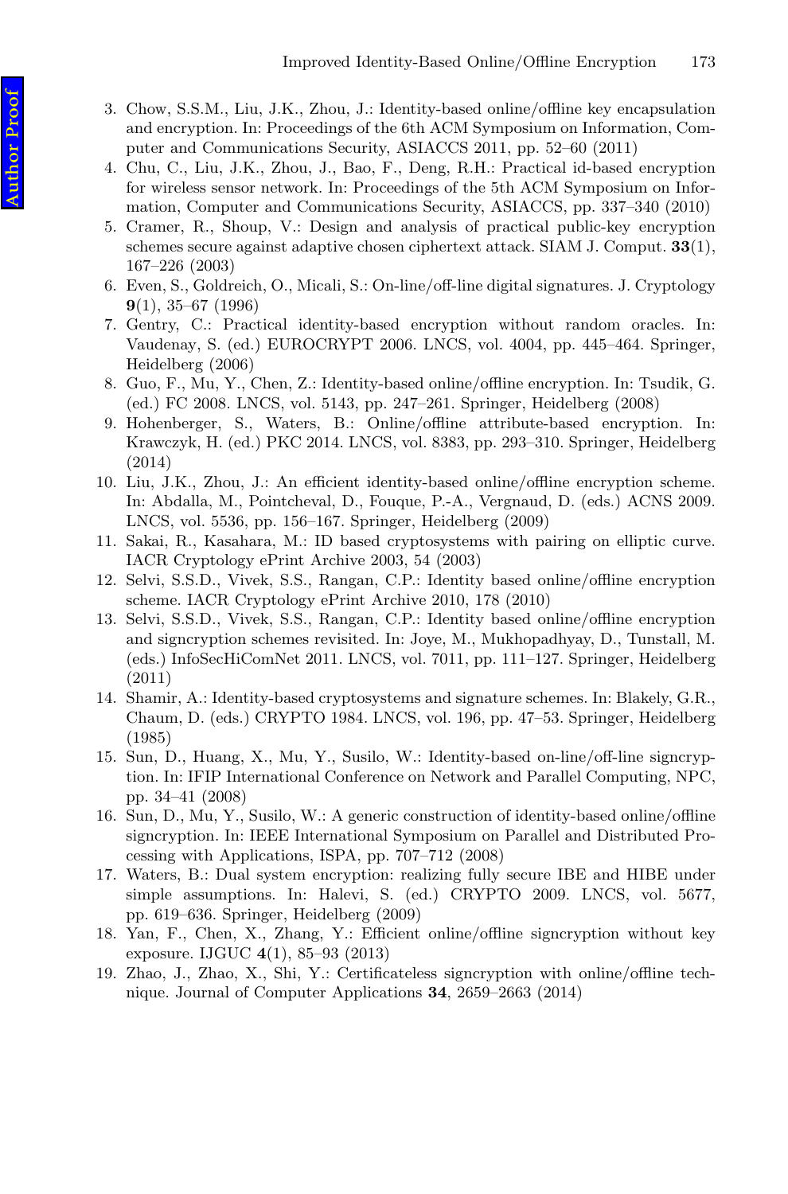3. Chow, S.S.M., Liu, J.K., Zhou, J.: Identity-based online/offline key encapsulation and encryption. In: Proceedings of the 6th ACM Symposium on Information, Computer and Communications Security, ASIACCS 2011, pp. 52–60 (2011)
4. Chu, C., Liu, J.K., Zhou, J., Bao, F., Deng, R.H.: Practical id-based encryption for wireless sensor network. In: Proceedings of the 5th ACM Symposium on Information, Computer and Communications Security, ASIACCS, pp. 337–340 (2010)
5. Cramer, R., Shoup, V.: Design and analysis of practical public-key encryption schemes secure against adaptive chosen ciphertext attack. SIAM J. Comput. **33**(1), 167–226 (2003)
6. Even, S., Goldreich, O., Micali, S.: On-line/off-line digital signatures. J. Cryptology **9**(1), 35–67 (1996)
7. Gentry, C.: Practical identity-based encryption without random oracles. In: Vaudenay, S. (ed.) EUROCRYPT 2006. LNCS, vol. 4004, pp. 445–464. Springer, Heidelberg (2006)
8. Guo, F., Mu, Y., Chen, Z.: Identity-based online/offline encryption. In: Tsudik, G. (ed.) FC 2008. LNCS, vol. 5143, pp. 247–261. Springer, Heidelberg (2008)
9. Hohenberger, S., Waters, B.: Online/offline attribute-based encryption. In: Krawczyk, H. (ed.) PKC 2014. LNCS, vol. 8383, pp. 293–310. Springer, Heidelberg (2014)
10. Liu, J.K., Zhou, J.: An efficient identity-based online/offline encryption scheme. In: Abdalla, M., Pointcheval, D., Fouque, P.-A., Vergnaud, D. (eds.) ACNS 2009. LNCS, vol. 5536, pp. 156–167. Springer, Heidelberg (2009)
11. Sakai, R., Kasahara, M.: ID based cryptosystems with pairing on elliptic curve. IACR Cryptology ePrint Archive 2003, 54 (2003)
12. Selvi, S.S.D., Vivek, S.S., Rangan, C.P.: Identity based online/offline encryption scheme. IACR Cryptology ePrint Archive 2010, 178 (2010)
13. Selvi, S.S.D., Vivek, S.S., Rangan, C.P.: Identity based online/offline encryption and signcryption schemes revisited. In: Joye, M., Mukhopadhyay, D., Tunstall, M. (eds.) InfoSecHiComNet 2011. LNCS, vol. 7011, pp. 111–127. Springer, Heidelberg (2011)
14. Shamir, A.: Identity-based cryptosystems and signature schemes. In: Blakely, G.R., Chaum, D. (eds.) CRYPTO 1984. LNCS, vol. 196, pp. 47–53. Springer, Heidelberg (1985)
15. Sun, D., Huang, X., Mu, Y., Susilo, W.: Identity-based on-line/off-line signcryption. In: IFIP International Conference on Network and Parallel Computing, NPC, pp. 34–41 (2008)
16. Sun, D., Mu, Y., Susilo, W.: A generic construction of identity-based online/offline signcryption. In: IEEE International Symposium on Parallel and Distributed Processing with Applications, ISPA, pp. 707–712 (2008)
17. Waters, B.: Dual system encryption: realizing fully secure IBE and HIBE under simple assumptions. In: Halevi, S. (ed.) CRYPTO 2009. LNCS, vol. 5677, pp. 619–636. Springer, Heidelberg (2009)
18. Yan, F., Chen, X., Zhang, Y.: Efficient online/offline signcryption without key exposure. IJGUC **4**(1), 85–93 (2013)
19. Zhao, J., Zhao, X., Shi, Y.: Certificateless signcryption with online/offline technique. Journal of Computer Applications **34**, 2659–2663 (2014)